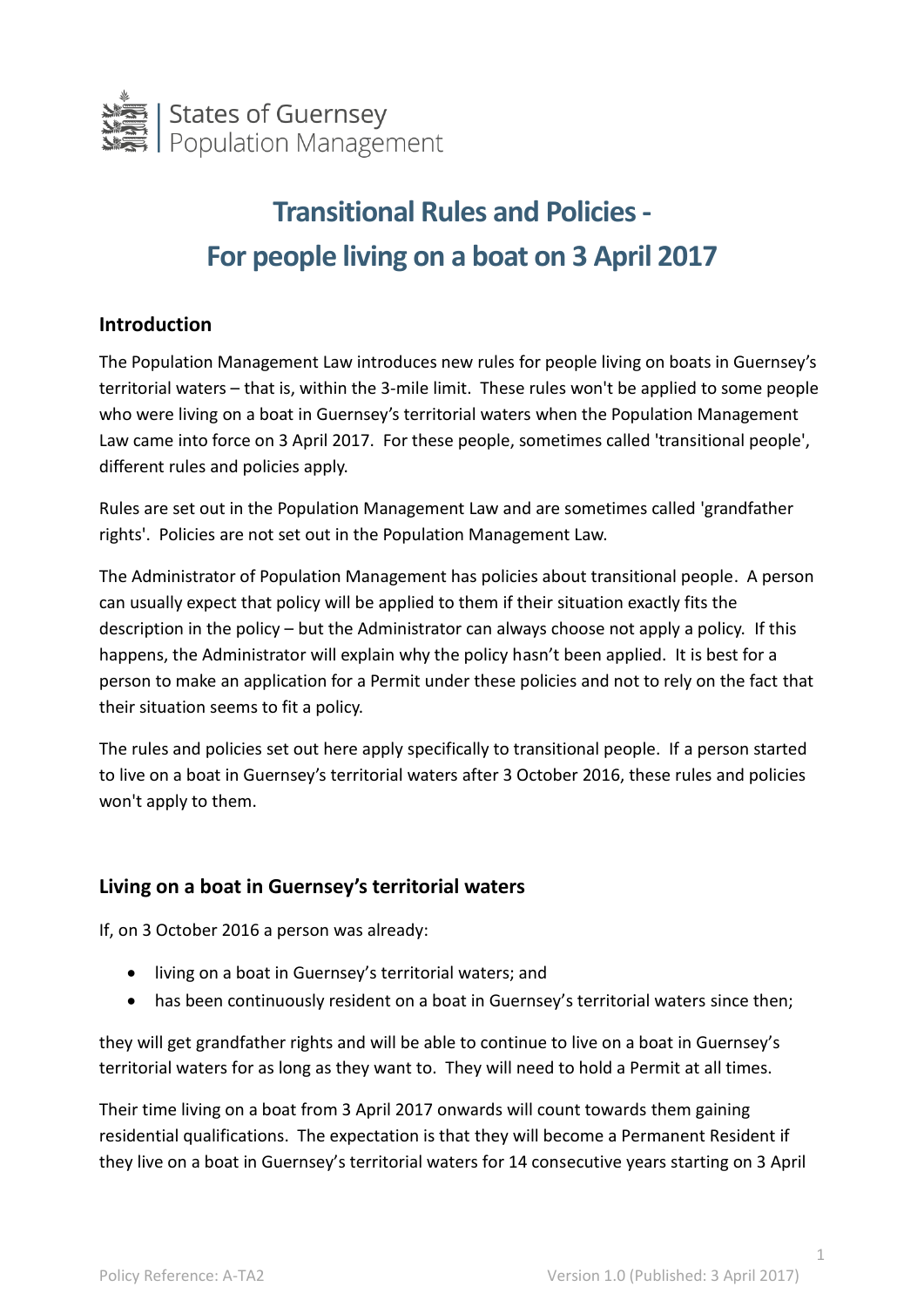States of Guernsey
Population Management

# Transitional Rules and Policies - For people living on a boat on 3 April 2017

## Introduction

The Population Management Law introduces new rules for people living on boats in Guernsey's territorial waters – that is, within the 3-mile limit. These rules won't be applied to some people who were living on a boat in Guernsey's territorial waters when the Population Management Law came into force on 3 April 2017. For these people, sometimes called 'transitional people', different rules and policies apply.

Rules are set out in the Population Management Law and are sometimes called 'grandfather rights'. Policies are not set out in the Population Management Law.

The Administrator of Population Management has policies about transitional people. A person can usually expect that policy will be applied to them if their situation exactly fits the description in the policy – but the Administrator can always choose not apply a policy. If this happens, the Administrator will explain why the policy hasn't been applied. It is best for a person to make an application for a Permit under these policies and not to rely on the fact that their situation seems to fit a policy.

The rules and policies set out here apply specifically to transitional people. If a person started to live on a boat in Guernsey's territorial waters after 3 October 2016, these rules and policies won't apply to them.

## Living on a boat in Guernsey's territorial waters

If, on 3 October 2016 a person was already:

- living on a boat in Guernsey's territorial waters; and
- has been continuously resident on a boat in Guernsey's territorial waters since then;

they will get grandfather rights and will be able to continue to live on a boat in Guernsey's territorial waters for as long as they want to. They will need to hold a Permit at all times.

Their time living on a boat from 3 April 2017 onwards will count towards them gaining residential qualifications. The expectation is that they will become a Permanent Resident if they live on a boat in Guernsey's territorial waters for 14 consecutive years starting on 3 April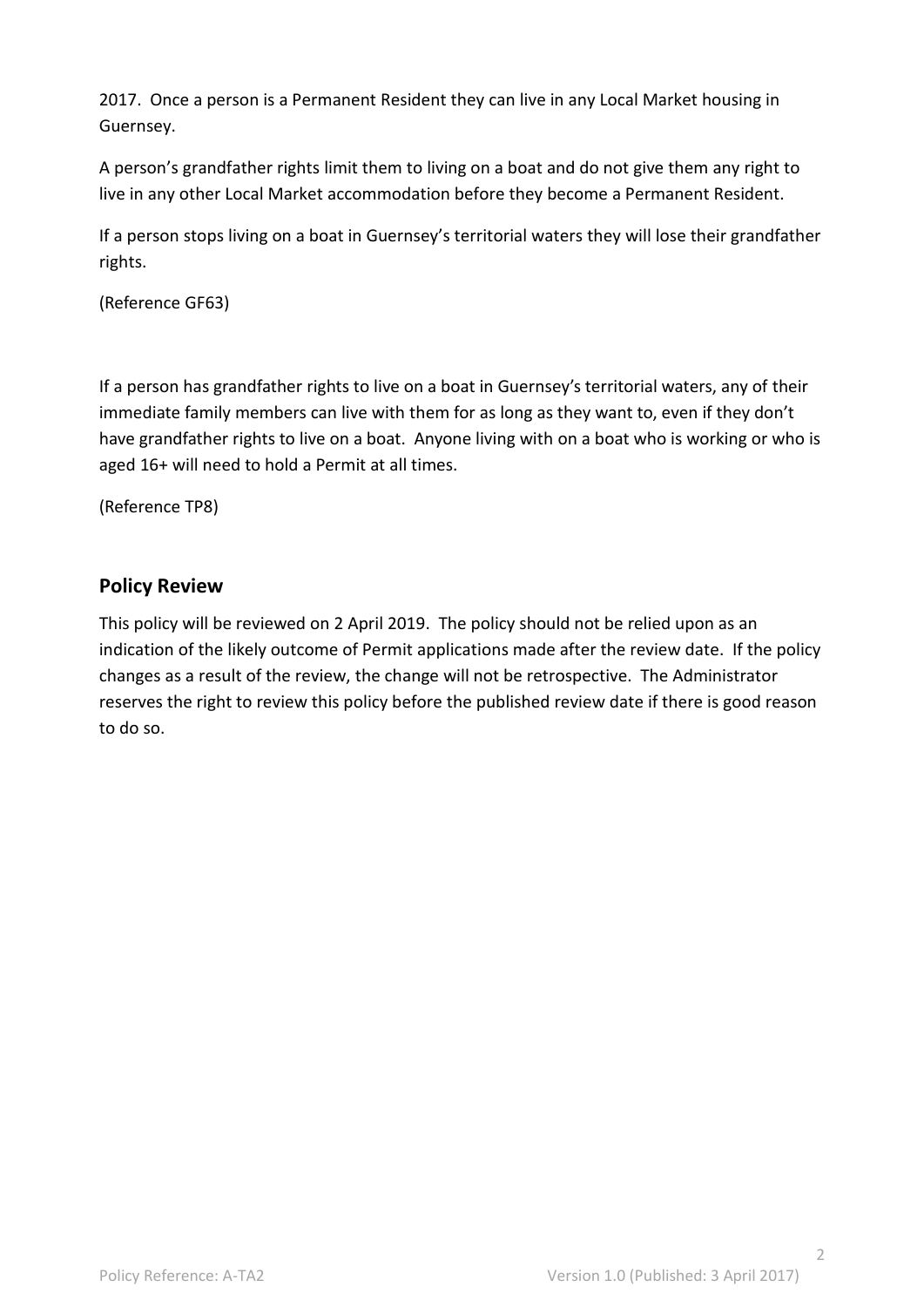2017. Once a person is a Permanent Resident they can live in any Local Market housing in Guernsey.

A person's grandfather rights limit them to living on a boat and do not give them any right to live in any other Local Market accommodation before they become a Permanent Resident.

If a person stops living on a boat in Guernsey's territorial waters they will lose their grandfather rights.

(Reference GF63)

If a person has grandfather rights to live on a boat in Guernsey's territorial waters, any of their immediate family members can live with them for as long as they want to, even if they don't have grandfather rights to live on a boat. Anyone living with on a boat who is working or who is aged 16+ will need to hold a Permit at all times.

(Reference TP8)

## Policy Review

This policy will be reviewed on 2 April 2019. The policy should not be relied upon as an indication of the likely outcome of Permit applications made after the review date. If the policy changes as a result of the review, the change will not be retrospective. The Administrator reserves the right to review this policy before the published review date if there is good reason to do so.